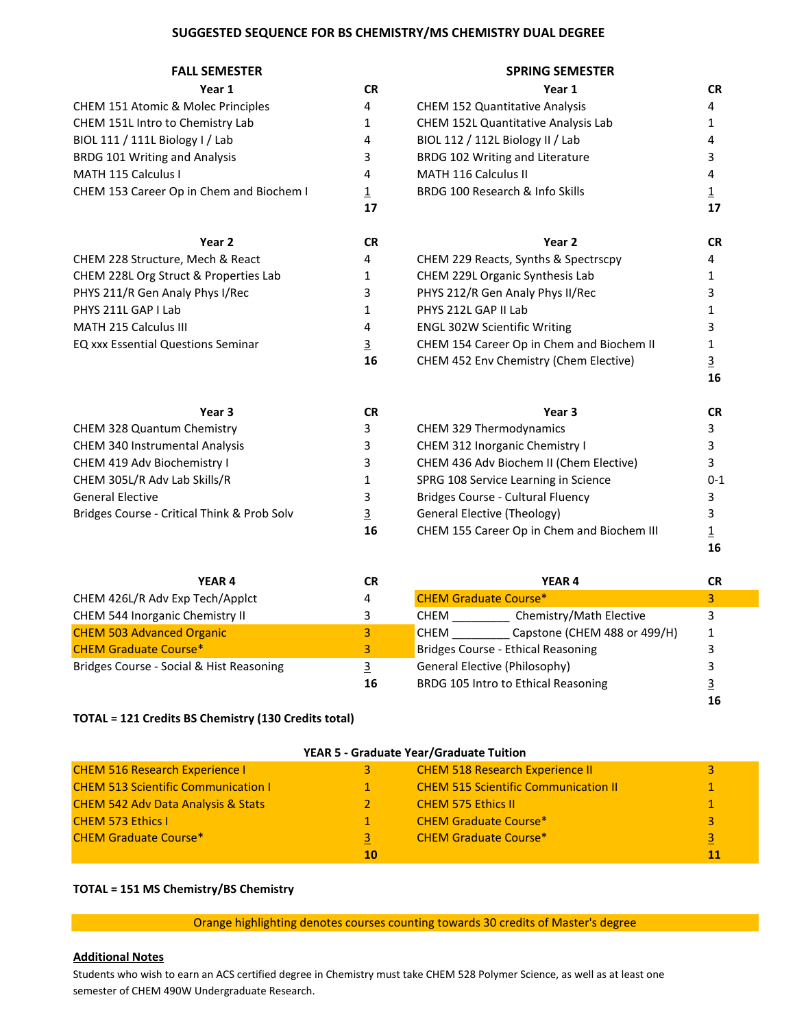## SUGGESTED SEQUENCE FOR BS CHEMISTRY/MS CHEMISTRY DUAL DEGREE

| FALL SEMESTER | | SPRING SEMESTER | |
|---|---|---|---|
| **Year 1** | **CR** | **Year 1** | **CR** |
| CHEM 151 Atomic & Molec Principles | 4 | CHEM 152 Quantitative Analysis | 4 |
| CHEM 151L Intro to Chemistry Lab | 1 | CHEM 152L Quantitative Analysis Lab | 1 |
| BIOL 111 / 111L Biology I / Lab | 4 | BIOL 112 / 112L Biology II / Lab | 4 |
| BRDG 101 Writing and Analysis | 3 | BRDG 102 Writing and Literature | 3 |
| MATH 115 Calculus I | 4 | MATH 116 Calculus II | 4 |
| CHEM 153 Career Op in Chem and Biochem I | 1 | BRDG 100 Research & Info Skills | 1 |
| | **17** | | **17** |
| **Year 2** | **CR** | **Year 2** | **CR** |
| CHEM 228 Structure, Mech & React | 4 | CHEM 229 Reacts, Synths & Spectrscpy | 4 |
| CHEM 228L Org Struct & Properties Lab | 1 | CHEM 229L Organic Synthesis Lab | 1 |
| PHYS 211/R Gen Analy Phys I/Rec | 3 | PHYS 212/R Gen Analy Phys II/Rec | 3 |
| PHYS 211L GAP I Lab | 1 | PHYS 212L GAP II Lab | 1 |
| MATH 215 Calculus III | 4 | ENGL 302W Scientific Writing | 3 |
| EQ xxx Essential Questions Seminar | 3 | CHEM 154 Career Op in Chem and Biochem II | 1 |
| | **16** | CHEM 452 Env Chemistry (Chem Elective) | 3 |
| | | | **16** |
| **Year 3** | **CR** | **Year 3** | **CR** |
| CHEM 328 Quantum Chemistry | 3 | CHEM 329 Thermodynamics | 3 |
| CHEM 340 Instrumental Analysis | 3 | CHEM 312 Inorganic Chemistry I | 3 |
| CHEM 419 Adv Biochemistry I | 3 | CHEM 436 Adv Biochem II (Chem Elective) | 3 |
| CHEM 305L/R Adv Lab Skills/R | 1 | SPRG 108 Service Learning in Science | 0-1 |
| General Elective | 3 | Bridges Course - Cultural Fluency | 3 |
| Bridges Course - Critical Think & Prob Solv | 3 | General Elective (Theology) | 3 |
| | **16** | CHEM 155 Career Op in Chem and Biochem III | 1 |
| | | | **16** |
| **YEAR 4** | **CR** | **YEAR 4** | **CR** |
| CHEM 426L/R Adv Exp Tech/Applct | 4 | CHEM Graduate Course* | 3 |
| CHEM 544 Inorganic Chemistry II | 3 | CHEM _________ Chemistry/Math Elective | 3 |
| CHEM 503 Advanced Organic | 3 | CHEM _________ Capstone (CHEM 488 or 499/H) | 1 |
| CHEM Graduate Course* | 3 | Bridges Course - Ethical Reasoning | 3 |
| Bridges Course - Social & Hist Reasoning | 3 | General Elective (Philosophy) | 3 |
| | **16** | BRDG 105 Intro to Ethical Reasoning | 3 |
| | | | **16** |

**TOTAL = 121 Credits BS Chemistry (130 Credits total)**

| YEAR 5 - Graduate Year/Graduate Tuition | | | |
|---|---|---|---|
| CHEM 516 Research Experience I | 3 | CHEM 518 Research Experience II | 3 |
| CHEM 513 Scientific Communication I | 1 | CHEM 515 Scientific Communication II | 1 |
| CHEM 542 Adv Data Analysis & Stats | 2 | CHEM 575 Ethics II | 1 |
| CHEM 573 Ethics I | 1 | CHEM Graduate Course* | 3 |
| CHEM Graduate Course* | 3 | CHEM Graduate Course* | 3 |
| | **10** | | **11** |

**TOTAL = 151 MS Chemistry/BS Chemistry**

Orange highlighting denotes courses counting towards 30 credits of Master's degree

**Additional Notes**

Students who wish to earn an ACS certified degree in Chemistry must take CHEM 528 Polymer Science, as well as at least one semester of CHEM 490W Undergraduate Research.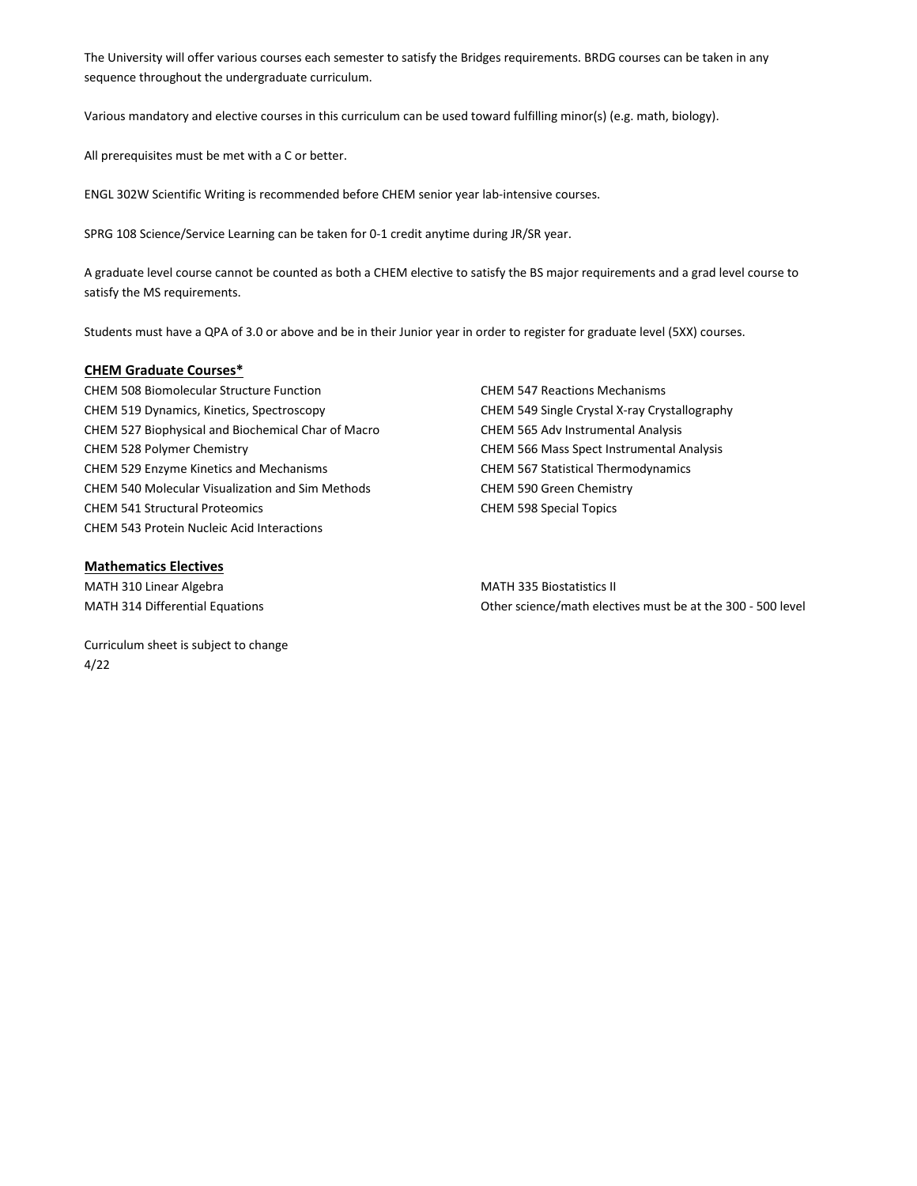The University will offer various courses each semester to satisfy the Bridges requirements. BRDG courses can be taken in any sequence throughout the undergraduate curriculum.

Various mandatory and elective courses in this curriculum can be used toward fulfilling minor(s) (e.g. math, biology).

All prerequisites must be met with a C or better.

ENGL 302W Scientific Writing is recommended before CHEM senior year lab-intensive courses.

SPRG 108 Science/Service Learning can be taken for 0-1 credit anytime during JR/SR year.

A graduate level course cannot be counted as both a CHEM elective to satisfy the BS major requirements and a grad level course to satisfy the MS requirements.

Students must have a QPA of 3.0 or above and be in their Junior year in order to register for graduate level (5XX) courses.

**CHEM Graduate Courses***

CHEM 508 Biomolecular Structure Function
CHEM 519 Dynamics, Kinetics, Spectroscopy
CHEM 527 Biophysical and Biochemical Char of Macro
CHEM 528 Polymer Chemistry
CHEM 529 Enzyme Kinetics and Mechanisms
CHEM 540 Molecular Visualization and Sim Methods
CHEM 541 Structural Proteomics
CHEM 543 Protein Nucleic Acid Interactions
CHEM 547 Reactions Mechanisms
CHEM 549 Single Crystal X-ray Crystallography
CHEM 565 Adv Instrumental Analysis
CHEM 566 Mass Spect Instrumental Analysis
CHEM 567 Statistical Thermodynamics
CHEM 590 Green Chemistry
CHEM 598 Special Topics

**Mathematics Electives**

MATH 310 Linear Algebra
MATH 314 Differential Equations
MATH 335 Biostatistics II
Other science/math electives must be at the 300 - 500 level

Curriculum sheet is subject to change
4/22